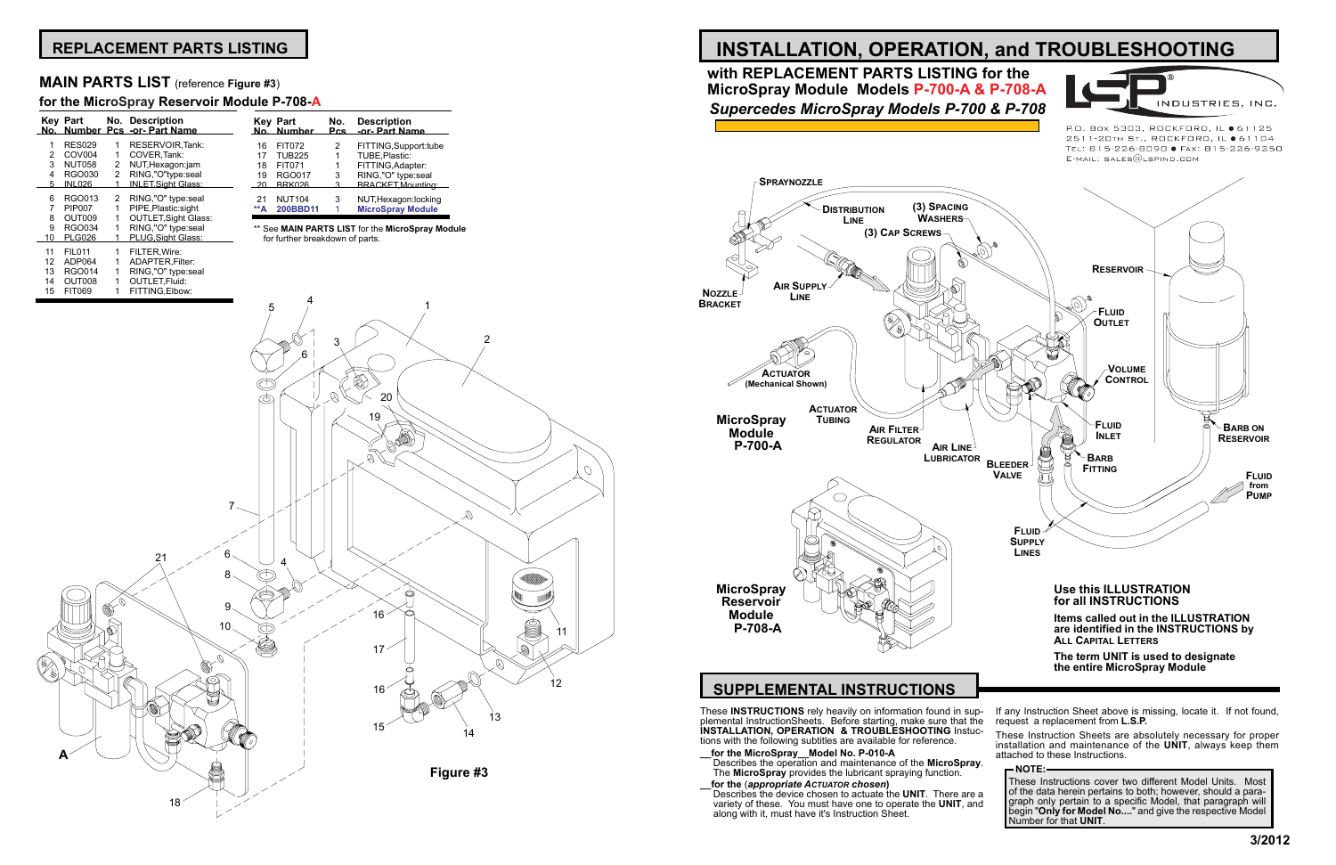# INSTALLATION, OPERATION, and TROUBLESHOOTING

## with REPLACEMENT PARTS LISTING for the MicroSpray Module Models P-700-A & P-708-A

*Supercedes MicroSpray Models P-700 & P-708*

LSP INDUSTRIES, INC.

P.O. Box 5303, Rockford, IL ● 61125
2511-20th St., Rockford, IL ● 61104
Tel: 815-226-8090 ● Fax: 815-226-9250
E-mail: sales@lspind.com

SPRAYNOZZLE, DISTRIBUTION LINE, (3) SPACING WASHERS, (3) CAP SCREWS, NOZZLE BRACKET, AIR SUPPLY LINE, RESERVOIR, FLUID OUTLET, VOLUME CONTROL, ACTUATOR (Mechanical Shown), ACTUATOR TUBING, AIR FILTER REGULATOR, AIR LINE LUBRICATOR, BLEEDER VALVE, FLUID INLET, BARB FITTING, BARB ON RESERVOIR, FLUID from PUMP, FLUID SUPPLY LINES

MicroSpray Module P-700-A

MicroSpray Reservoir Module P-708-A

**Use this ILLUSTRATION for all INSTRUCTIONS**

**Items called out in the ILLUSTRATION are identified in the INSTRUCTIONS by ALL CAPITAL LETTERS**

**The term UNIT is used to designate the entire MicroSpray Module**

## REPLACEMENT PARTS LISTING

### MAIN PARTS LIST (reference Figure #3)

### for the MicroSpray Reservoir Module P-708-A

| Key No. | Part Number | No. Pcs | Description -or- Part Name |
|---|---|---|---|
| 1 | RES029 | 1 | RESERVOIR,Tank: |
| 2 | COV004 | 1 | COVER,Tank: |
| 3 | NUT058 | 2 | NUT,Hexagon:jam |
| 4 | RGO030 | 2 | RING,"O"type:seal |
| 5 | INL026 | 1 | INLET,Sight Glass: |
| 6 | RGO013 | 2 | RING,"O" type:seal |
| 7 | PIP007 | 1 | PIPE,Plastic:sight |
| 8 | OUT009 | 1 | OUTLET,Sight Glass: |
| 9 | RGO034 | 1 | RING,"O" type:seal |
| 10 | PLG026 | 1 | PLUG,Sight Glass: |
| 11 | FIL011 | 1 | FILTER,Wire: |
| 12 | ADP064 | 1 | ADAPTER,Filter: |
| 13 | RGO014 | 1 | RING,"O" type:seal |
| 14 | OUT008 | 1 | OUTLET,Fluid: |
| 15 | FIT069 | 1 | FITTING,Elbow: |
| 16 | FIT072 | 2 | FITTING,Support:tube |
| 17 | TUB225 | 1 | TUBE,Plastic: |
| 18 | FIT071 | 1 | FITTING,Adapter: |
| 19 | RGO017 | 3 | RING,"O" type:seal |
| 20 | BRK026 | 3 | BRACKET,Mounting: |
| 21 | NUT104 | 3 | NUT,Hexagon:locking |
| **A | 200BBD11 | 1 | MicroSpray Module |

** See **MAIN PARTS LIST** for the **MicroSpray Module** for further breakdown of parts.

**Figure #3**

## SUPPLEMENTAL INSTRUCTIONS

These **INSTRUCTIONS** rely heavily on information found in supplemental InstructionSheets. Before starting, make sure that the **INSTALLATION, OPERATION & TROUBLESHOOTING** Instuctions with the following subtitles are available for reference.

__**for the MicroSpray__Model No. P-010-A**
Describes the operation and maintenance of the **MicroSpray**. The **MicroSpray** provides the lubricant spraying function.

__**for the (*appropriate ACTUATOR chosen*)**
Describes the device chosen to actuate the **UNIT**. There are a variety of these. You must have one to operate the **UNIT**, and along with it, must have it's Instruction Sheet.

If any Instruction Sheet above is missing, locate it. If not found, request a replacement from **L.S.P.**

These Instruction Sheets are absolutely necessary for proper installation and maintenance of the **UNIT**, always keep them attached to these Instructions.

**NOTE:**
These Instructions cover two different Model Units. Most of the data herein pertains to both; however, should a paragraph only pertain to a specific Model, that paragraph will begin "**Only for Model No....**" and give the respective Model Number for that **UNIT**.

3/2012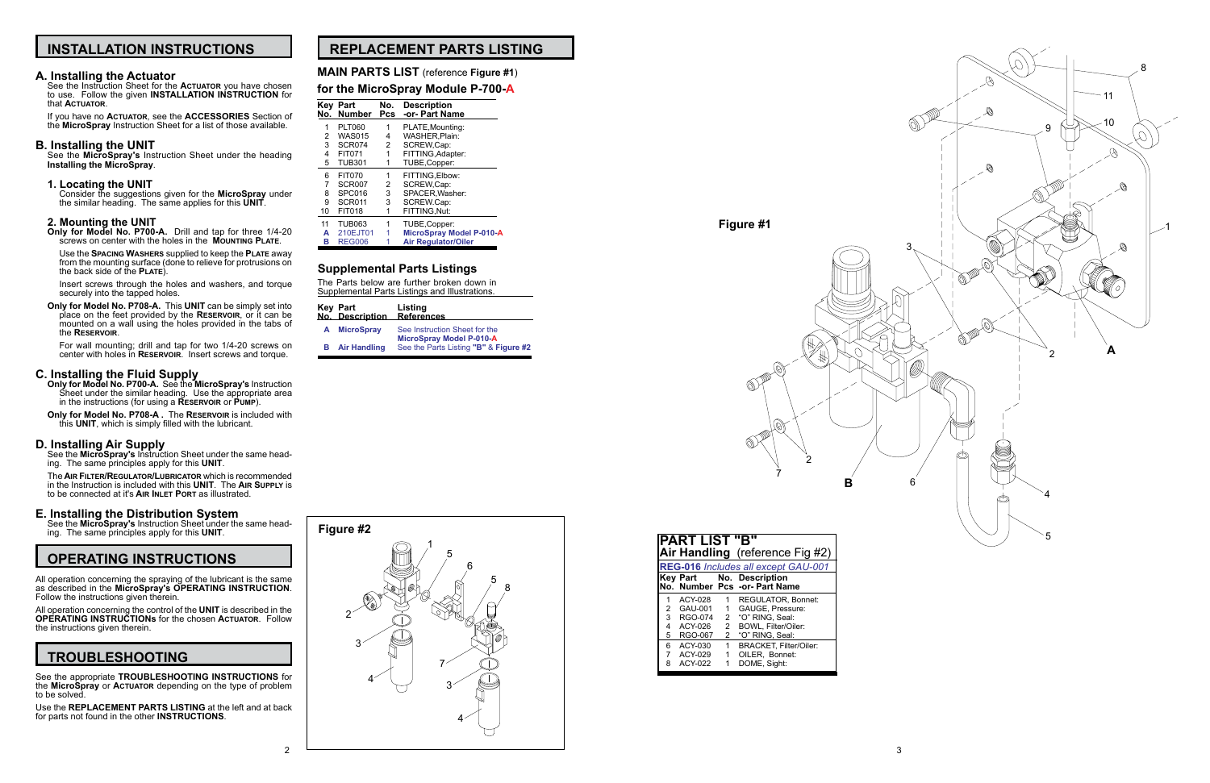## INSTALLATION INSTRUCTIONS

### A. Installing the Actuator

See the Instruction Sheet for the **ACTUATOR** you have chosen to use. Follow the given **INSTALLATION INSTRUCTION** for that **ACTUATOR**.

If you have no **ACTUATOR**, see the **ACCESSORIES** Section of the **MicroSpray** Instruction Sheet for a list of those available.

### B. Installing the UNIT

See the **MicroSpray's** Instruction Sheet under the heading **Installing the MicroSpray**.

#### 1. Locating the UNIT

Consider the suggestions given for the **MicroSpray** under the similar heading. The same applies for this **UNIT**.

#### 2. Mounting the UNIT

**Only for Model No. P700-A.** Drill and tap for three 1/4-20 screws on center with the holes in the **MOUNTING PLATE**.

Use the **SPACING WASHERS** supplied to keep the **PLATE** away from the mounting surface (done to relieve for protrusions on the back side of the **PLATE**).

Insert screws through the holes and washers, and torque securely into the tapped holes.

**Only for Model No. P708-A.** This **UNIT** can be simply set into place on the feet provided by the **RESERVOIR**, or it can be mounted on a wall using the holes provided in the tabs of the **RESERVOIR**.

For wall mounting; drill and tap for two 1/4-20 screws on center with holes in **RESERVOIR**. Insert screws and torque.

### C. Installing the Fluid Supply

**Only for Model No. P700-A.** See the **MicroSpray's** Instruction Sheet under the similar heading. Use the appropriate area in the instructions (for using a **RESERVOIR** or **PUMP**).

**Only for Model No. P708-A .** The **RESERVOIR** is included with this **UNIT**, which is simply filled with the lubricant.

### D. Installing Air Supply

See the **MicroSpray's** Instruction Sheet under the same heading. The same principles apply for this **UNIT**.

The **AIR FILTER/REGULATOR/LUBRICATOR** which is recommended in the Instruction is included with this **UNIT**. The **AIR SUPPLY** is to be connected at it's **AIR INLET PORT** as illustrated.

### E. Installing the Distribution System

See the **MicroSpray's** Instruction Sheet under the same heading. The same principles apply for this **UNIT**.

## OPERATING INSTRUCTIONS

All operation concerning the spraying of the lubricant is the same as described in the **MicroSpray's OPERATING INSTRUCTION**. Follow the instructions given therein.

All operation concerning the control of the **UNIT** is described in the **OPERATING INSTRUCTIONs** for the chosen **ACTUATOR**. Follow the instructions given therein.

## TROUBLESHOOTING

See the appropriate **TROUBLESHOOTING INSTRUCTIONS** for the **MicroSpray** or **ACTUATOR** depending on the type of problem to be solved.

Use the **REPLACEMENT PARTS LISTING** at the left and at back for parts not found in the other **INSTRUCTIONS**.

## REPLACEMENT PARTS LISTING

### MAIN PARTS LIST (reference Figure #1)

### for the MicroSpray Module P-700-A

| Key No. | Part Number | No. Pcs | Description -or- Part Name |
|---|---|---|---|
| 1 | PLT060 | 1 | PLATE,Mounting: |
| 2 | WAS015 | 4 | WASHER,Plain: |
| 3 | SCR074 | 2 | SCREW,Cap: |
| 4 | FIT071 | 1 | FITTING,Adapter: |
| 5 | TUB301 | 1 | TUBE,Copper: |
| 6 | FIT070 | 1 | FITTING,Elbow: |
| 7 | SCR007 | 2 | SCREW,Cap: |
| 8 | SPC016 | 3 | SPACER,Washer: |
| 9 | SCR011 | 3 | SCREW,Cap: |
| 10 | FIT018 | 1 | FITTING,Nut: |
| 11 | TUB063 | 1 | TUBE,Copper: |
| A | 210EJT01 | 1 | MicroSpray Model P-010-A |
| B | REG006 | 1 | Air Regulator/Oiler |

### Supplemental Parts Listings

The Parts below are further broken down in Supplemental Parts Listings and Illustrations.

| Key No. | Part Description | Listing References |
|---|---|---|
| A | MicroSpray | See Instruction Sheet for the MicroSpray Model P-010-A |
| B | Air Handling | See the Parts Listing "B" & Figure #2 |

Figure #2

1 2 3 4 5 6 5 8 7 3 4

Figure #1

8 11 10 9 1 3 A 2 2 7 B 6 4 5

### PART LIST "B"

**Air Handling** (reference Fig #2)

*REG-016 Includes all except GAU-001*

| Key No. | Part Number | No. Pcs | Description -or- Part Name |
|---|---|---|---|
| 1 | ACY-028 | 1 | REGULATOR, Bonnet: |
| 2 | GAU-001 | 1 | GAUGE, Pressure: |
| 3 | RGO-074 | 2 | "O" RING, Seal: |
| 4 | ACY-026 | 2 | BOWL, Filter/Oiler: |
| 5 | RGO-067 | 2 | "O" RING, Seal: |
| 6 | ACY-030 | 1 | BRACKET, Filter/Oiler: |
| 7 | ACY-029 | 1 | OILER, Bonnet: |
| 8 | ACY-022 | 1 | DOME, Sight: |